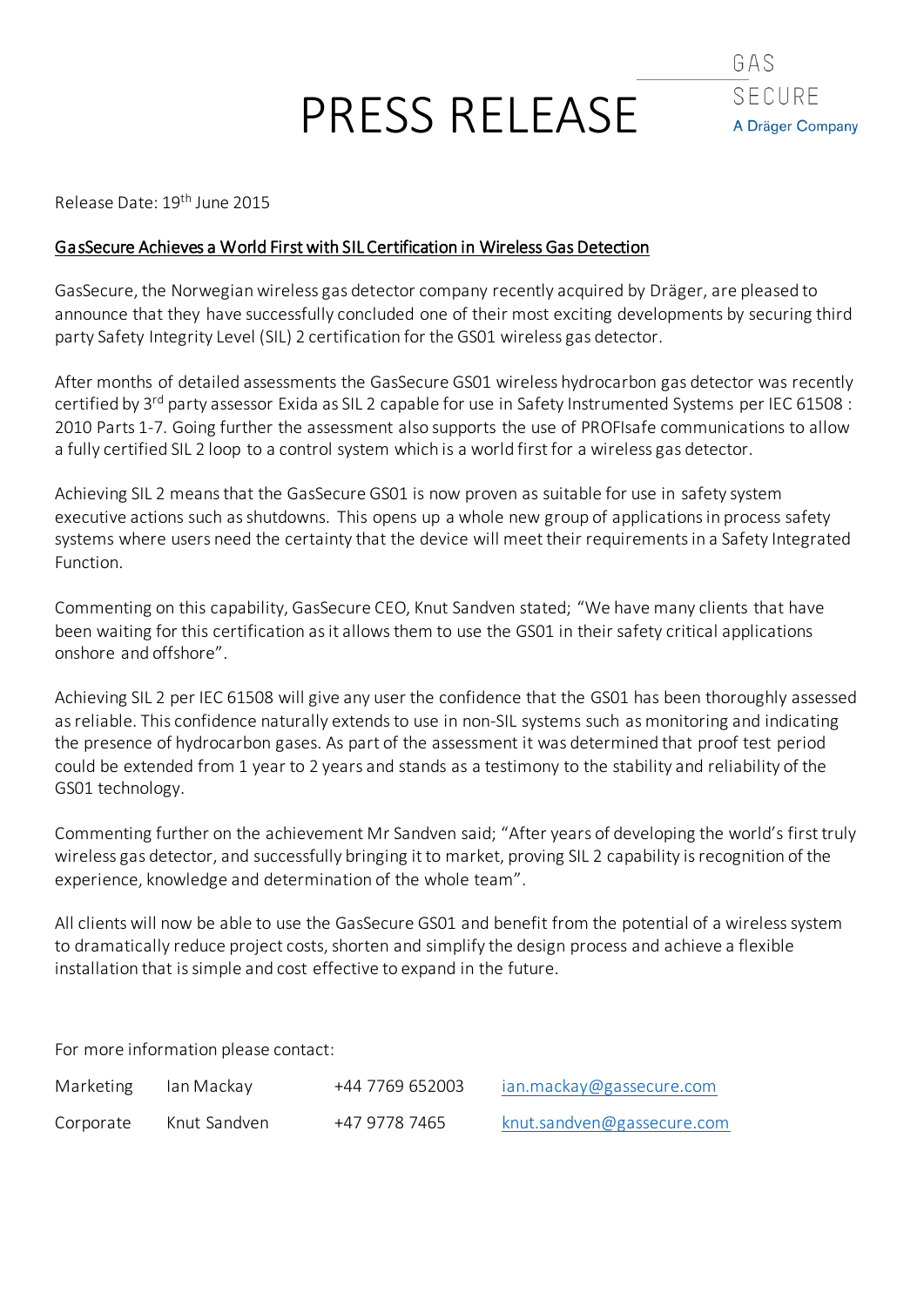# PRESS RELEASE

GAS SECURE
A Dräger Company

Release Date: 19th June 2015

**GasSecure Achieves a World First with SIL Certification in Wireless Gas Detection**

GasSecure, the Norwegian wireless gas detector company recently acquired by Dräger, are pleased to announce that they have successfully concluded one of their most exciting developments by securing third party Safety Integrity Level (SIL) 2 certification for the GS01 wireless gas detector.

After months of detailed assessments the GasSecure GS01 wireless hydrocarbon gas detector was recently certified by 3rd party assessor Exida as SIL 2 capable for use in Safety Instrumented Systems per IEC 61508 : 2010 Parts 1-7. Going further the assessment also supports the use of PROFIsafe communications to allow a fully certified SIL 2 loop to a control system which is a world first for a wireless gas detector.

Achieving SIL 2 means that the GasSecure GS01 is now proven as suitable for use in safety system executive actions such as shutdowns. This opens up a whole new group of applications in process safety systems where users need the certainty that the device will meet their requirements in a Safety Integrated Function.

Commenting on this capability, GasSecure CEO, Knut Sandven stated; "We have many clients that have been waiting for this certification as it allows them to use the GS01 in their safety critical applications onshore and offshore".

Achieving SIL 2 per IEC 61508 will give any user the confidence that the GS01 has been thoroughly assessed as reliable. This confidence naturally extends to use in non-SIL systems such as monitoring and indicating the presence of hydrocarbon gases. As part of the assessment it was determined that proof test period could be extended from 1 year to 2 years and stands as a testimony to the stability and reliability of the GS01 technology.

Commenting further on the achievement Mr Sandven said; "After years of developing the world's first truly wireless gas detector, and successfully bringing it to market, proving SIL 2 capability is recognition of the experience, knowledge and determination of the whole team".

All clients will now be able to use the GasSecure GS01 and benefit from the potential of a wireless system to dramatically reduce project costs, shorten and simplify the design process and achieve a flexible installation that is simple and cost effective to expand in the future.

For more information please contact:

| | | | |
|---|---|---|---|
| Marketing | Ian Mackay | +44 7769 652003 | ian.mackay@gassecure.com |
| Corporate | Knut Sandven | +47 9778 7465 | knut.sandven@gassecure.com |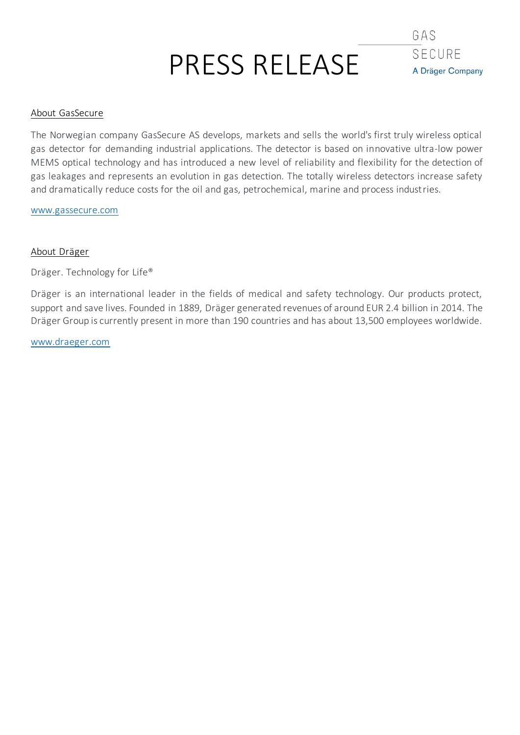# PRESS RELEASE

GAS SECURE
A Dräger Company

## About GasSecure

The Norwegian company GasSecure AS develops, markets and sells the world's first truly wireless optical gas detector for demanding industrial applications. The detector is based on innovative ultra-low power MEMS optical technology and has introduced a new level of reliability and flexibility for the detection of gas leakages and represents an evolution in gas detection. The totally wireless detectors increase safety and dramatically reduce costs for the oil and gas, petrochemical, marine and process industries.

[www.gassecure.com](http://www.gassecure.com)

## About Dräger

Dräger. Technology for Life®

Dräger is an international leader in the fields of medical and safety technology. Our products protect, support and save lives. Founded in 1889, Dräger generated revenues of around EUR 2.4 billion in 2014. The Dräger Group is currently present in more than 190 countries and has about 13,500 employees worldwide.

[www.draeger.com](http://www.draeger.com)